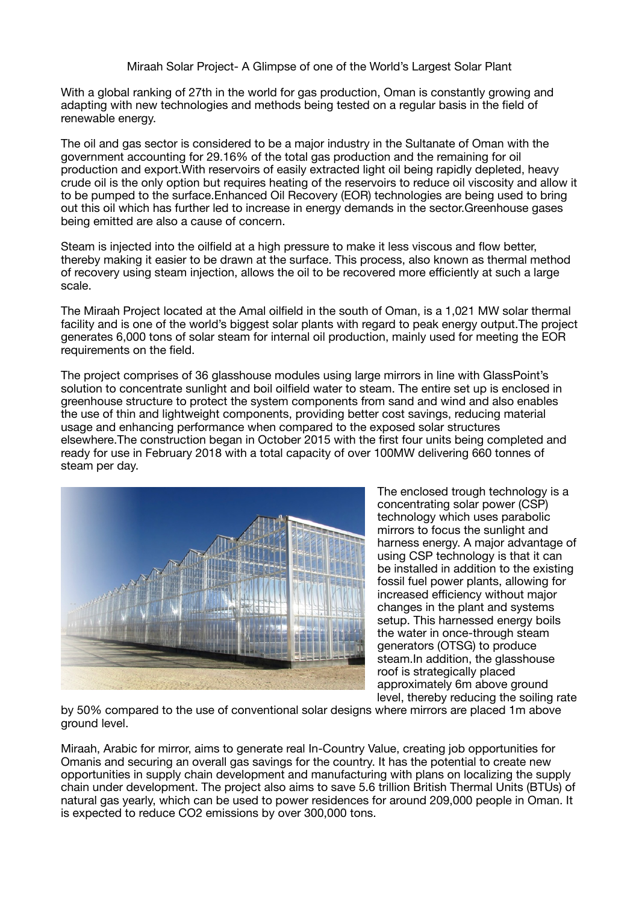# Miraah Solar Project- A Glimpse of one of the World's Largest Solar Plant

With a global ranking of 27th in the world for gas production, Oman is constantly growing and adapting with new technologies and methods being tested on a regular basis in the field of renewable energy.

The oil and gas sector is considered to be a major industry in the Sultanate of Oman with the government accounting for 29.16% of the total gas production and the remaining for oil production and export.With reservoirs of easily extracted light oil being rapidly depleted, heavy crude oil is the only option but requires heating of the reservoirs to reduce oil viscosity and allow it to be pumped to the surface.Enhanced Oil Recovery (EOR) technologies are being used to bring out this oil which has further led to increase in energy demands in the sector.Greenhouse gases being emitted are also a cause of concern.

Steam is injected into the oilfield at a high pressure to make it less viscous and flow better, thereby making it easier to be drawn at the surface. This process, also known as thermal method of recovery using steam injection, allows the oil to be recovered more efficiently at such a large scale.

The Miraah Project located at the Amal oilfield in the south of Oman, is a 1,021 MW solar thermal facility and is one of the world's biggest solar plants with regard to peak energy output.The project generates 6,000 tons of solar steam for internal oil production, mainly used for meeting the EOR requirements on the field.

The project comprises of 36 glasshouse modules using large mirrors in line with GlassPoint's solution to concentrate sunlight and boil oilfield water to steam. The entire set up is enclosed in greenhouse structure to protect the system components from sand and wind and also enables the use of thin and lightweight components, providing better cost savings, reducing material usage and enhancing performance when compared to the exposed solar structures elsewhere.The construction began in October 2015 with the first four units being completed and ready for use in February 2018 with a total capacity of over 100MW delivering 660 tonnes of steam per day.

The enclosed trough technology is a concentrating solar power (CSP) technology which uses parabolic mirrors to focus the sunlight and harness energy. A major advantage of using CSP technology is that it can be installed in addition to the existing fossil fuel power plants, allowing for increased efficiency without major changes in the plant and systems setup. This harnessed energy boils the water in once-through steam generators (OTSG) to produce steam.In addition, the glasshouse roof is strategically placed approximately 6m above ground level, thereby reducing the soiling rate by 50% compared to the use of conventional solar designs where mirrors are placed 1m above ground level.

Miraah, Arabic for mirror, aims to generate real In-Country Value, creating job opportunities for Omanis and securing an overall gas savings for the country. It has the potential to create new opportunities in supply chain development and manufacturing with plans on localizing the supply chain under development. The project also aims to save 5.6 trillion British Thermal Units (BTUs) of natural gas yearly, which can be used to power residences for around 209,000 people in Oman. It is expected to reduce $CO_2$ emissions by over 300,000 tons.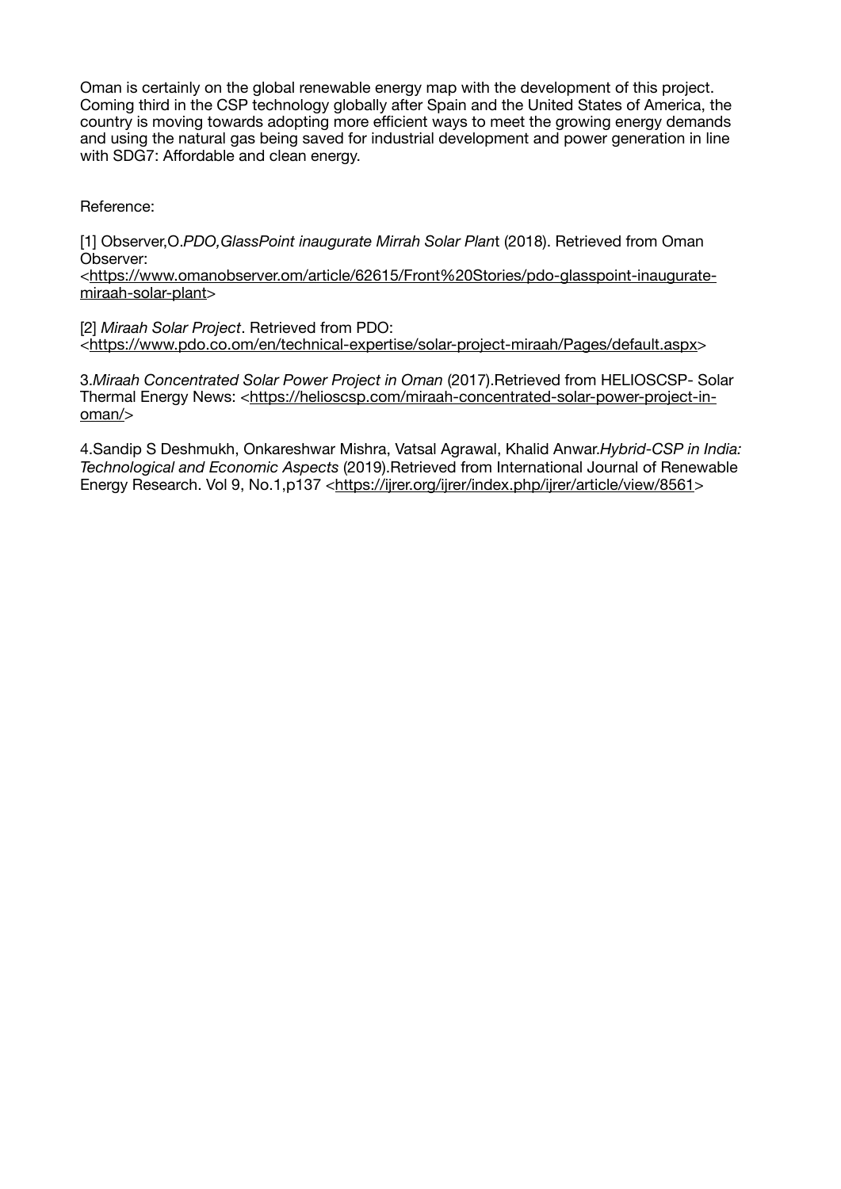Oman is certainly on the global renewable energy map with the development of this project. Coming third in the CSP technology globally after Spain and the United States of America, the country is moving towards adopting more efficient ways to meet the growing energy demands and using the natural gas being saved for industrial development and power generation in line with SDG7: Affordable and clean energy.

Reference:

[1] Observer,O.*PDO,GlassPoint inaugurate Mirrah Solar Plan*t (2018). Retrieved from Oman Observer: <https://www.omanobserver.om/article/62615/Front%20Stories/pdo-glasspoint-inaugurate-miraah-solar-plant>

[2] *Miraah Solar Project*. Retrieved from PDO: <https://www.pdo.co.om/en/technical-expertise/solar-project-miraah/Pages/default.aspx>

3.*Miraah Concentrated Solar Power Project in Oman* (2017).Retrieved from HELIOSCSP- Solar Thermal Energy News: <https://helioscsp.com/miraah-concentrated-solar-power-project-in-oman/>

4.Sandip S Deshmukh, Onkareshwar Mishra, Vatsal Agrawal, Khalid Anwar.*Hybrid-CSP in India: Technological and Economic Aspects* (2019).Retrieved from International Journal of Renewable Energy Research. Vol 9, No.1,p137 <https://ijrer.org/ijrer/index.php/ijrer/article/view/8561>